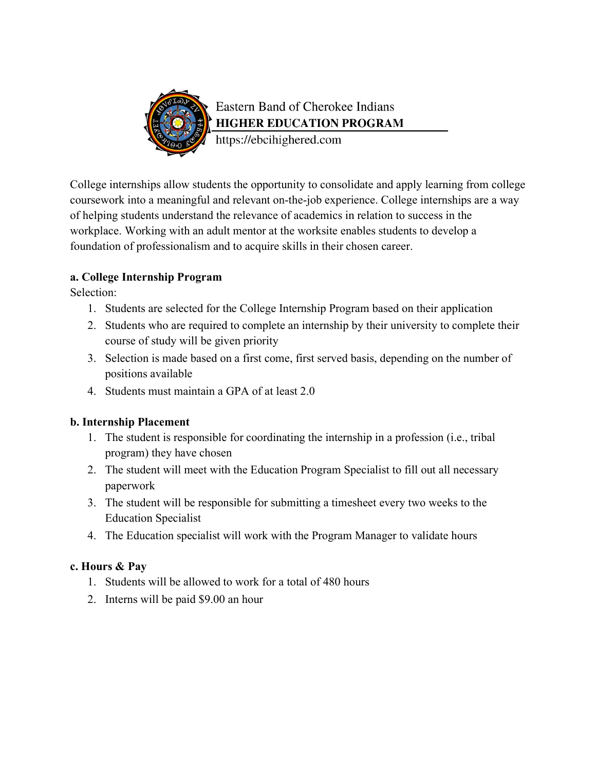Eastern Band of Cherokee Indians
**HIGHER EDUCATION PROGRAM**
https://ebcihighered.com

College internships allow students the opportunity to consolidate and apply learning from college coursework into a meaningful and relevant on-the-job experience. College internships are a way of helping students understand the relevance of academics in relation to success in the workplace. Working with an adult mentor at the worksite enables students to develop a foundation of professionalism and to acquire skills in their chosen career.

**a. College Internship Program**

Selection:

1. Students are selected for the College Internship Program based on their application
2. Students who are required to complete an internship by their university to complete their course of study will be given priority
3. Selection is made based on a first come, first served basis, depending on the number of positions available
4. Students must maintain a GPA of at least 2.0

**b. Internship Placement**

1. The student is responsible for coordinating the internship in a profession (i.e., tribal program) they have chosen
2. The student will meet with the Education Program Specialist to fill out all necessary paperwork
3. The student will be responsible for submitting a timesheet every two weeks to the Education Specialist
4. The Education specialist will work with the Program Manager to validate hours

**c. Hours & Pay**

1. Students will be allowed to work for a total of 480 hours
2. Interns will be paid $9.00 an hour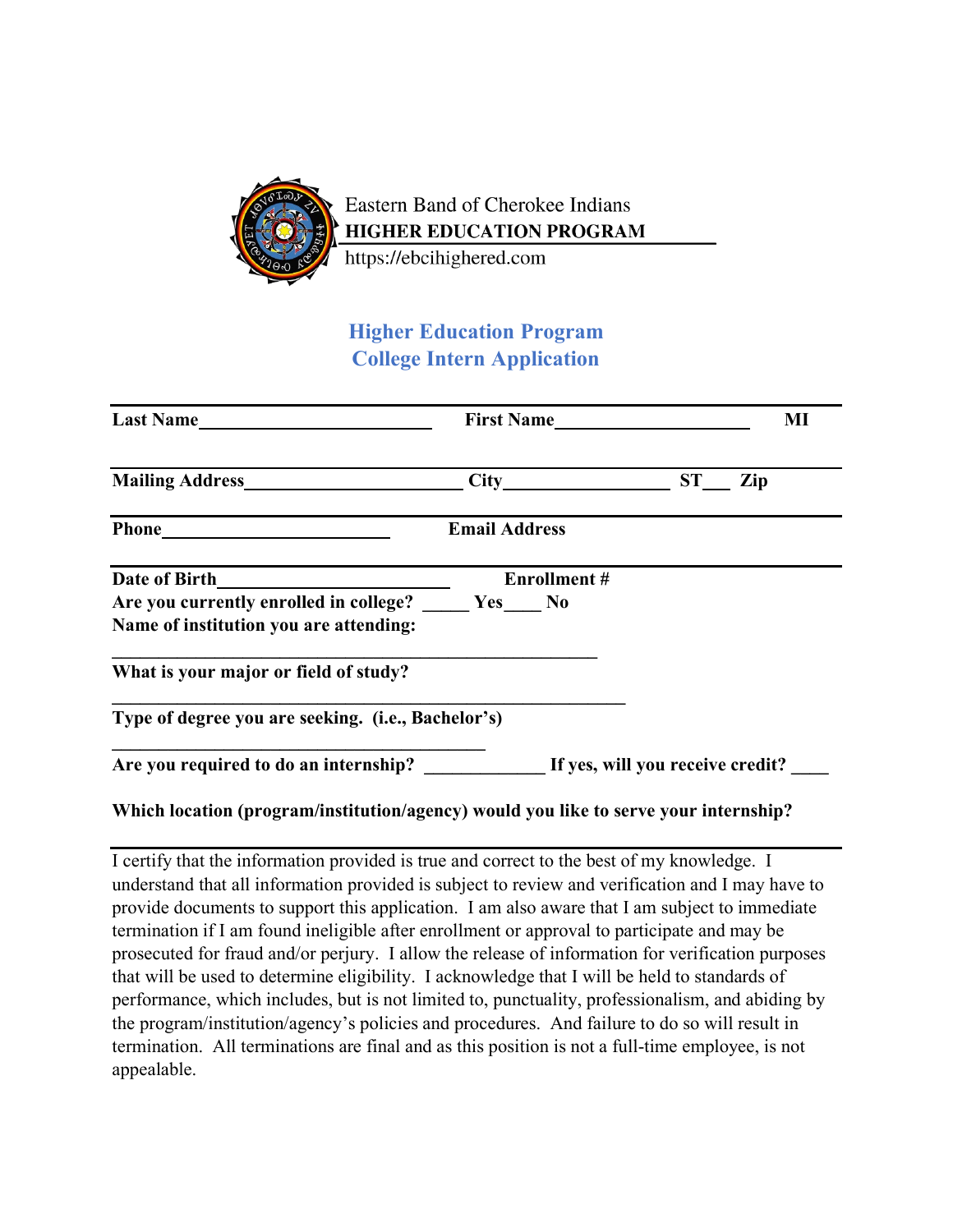Eastern Band of Cherokee Indians
**HIGHER EDUCATION PROGRAM**
https://ebcihighered.com

## Higher Education Program
## College Intern Application

**Last Name**________________________ **First Name**____________________ **MI**

**Mailing Address**______________________ **City**________________ **ST**___ **Zip**

**Phone**______________________ **Email Address**

**Date of Birth**______________________ **Enrollment #**

**Are you currently enrolled in college?** _____ **Yes**____ **No**

**Name of institution you are attending:**

__________________________________________________

**What is your major or field of study?**

_____________________________________________________

**Type of degree you are seeking. (i.e., Bachelor's)**

_______________________________________

**Are you required to do an internship?** ____________ **If yes, will you receive credit?** ____

**Which location (program/institution/agency) would you like to serve your internship?**

---

I certify that the information provided is true and correct to the best of my knowledge. I understand that all information provided is subject to review and verification and I may have to provide documents to support this application. I am also aware that I am subject to immediate termination if I am found ineligible after enrollment or approval to participate and may be prosecuted for fraud and/or perjury. I allow the release of information for verification purposes that will be used to determine eligibility. I acknowledge that I will be held to standards of performance, which includes, but is not limited to, punctuality, professionalism, and abiding by the program/institution/agency's policies and procedures. And failure to do so will result in termination. All terminations are final and as this position is not a full-time employee, is not appealable.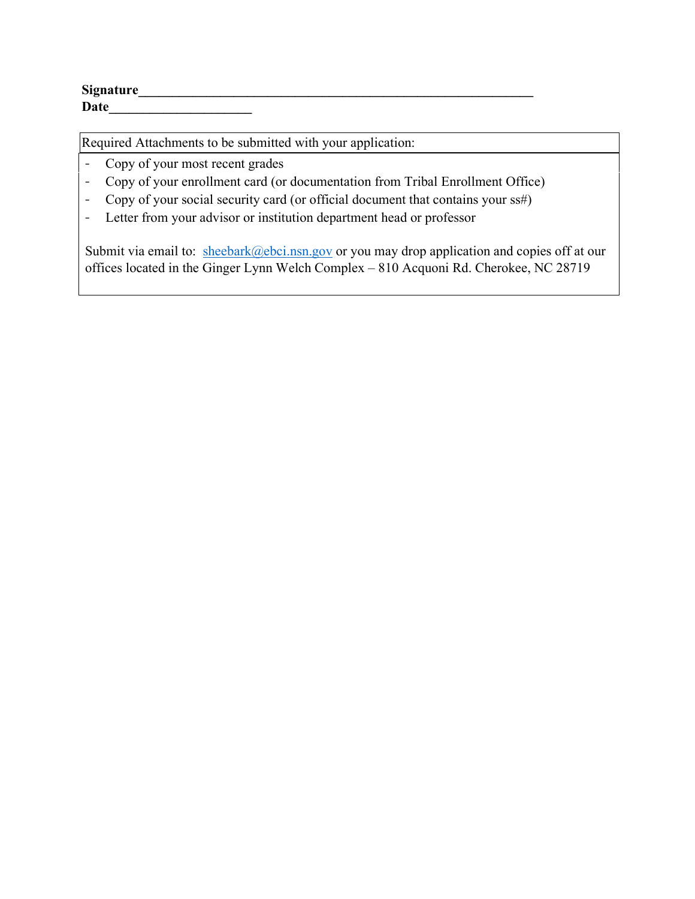**Signature**_____________________________________________________________
**Date**_____________________

Required Attachments to be submitted with your application:

- Copy of your most recent grades
- Copy of your enrollment card (or documentation from Tribal Enrollment Office)
- Copy of your social security card (or official document that contains your ss#)
- Letter from your advisor or institution department head or professor

Submit via email to: sheebark@ebci.nsn.gov or you may drop application and copies off at our offices located in the Ginger Lynn Welch Complex – 810 Acquoni Rd. Cherokee, NC 28719